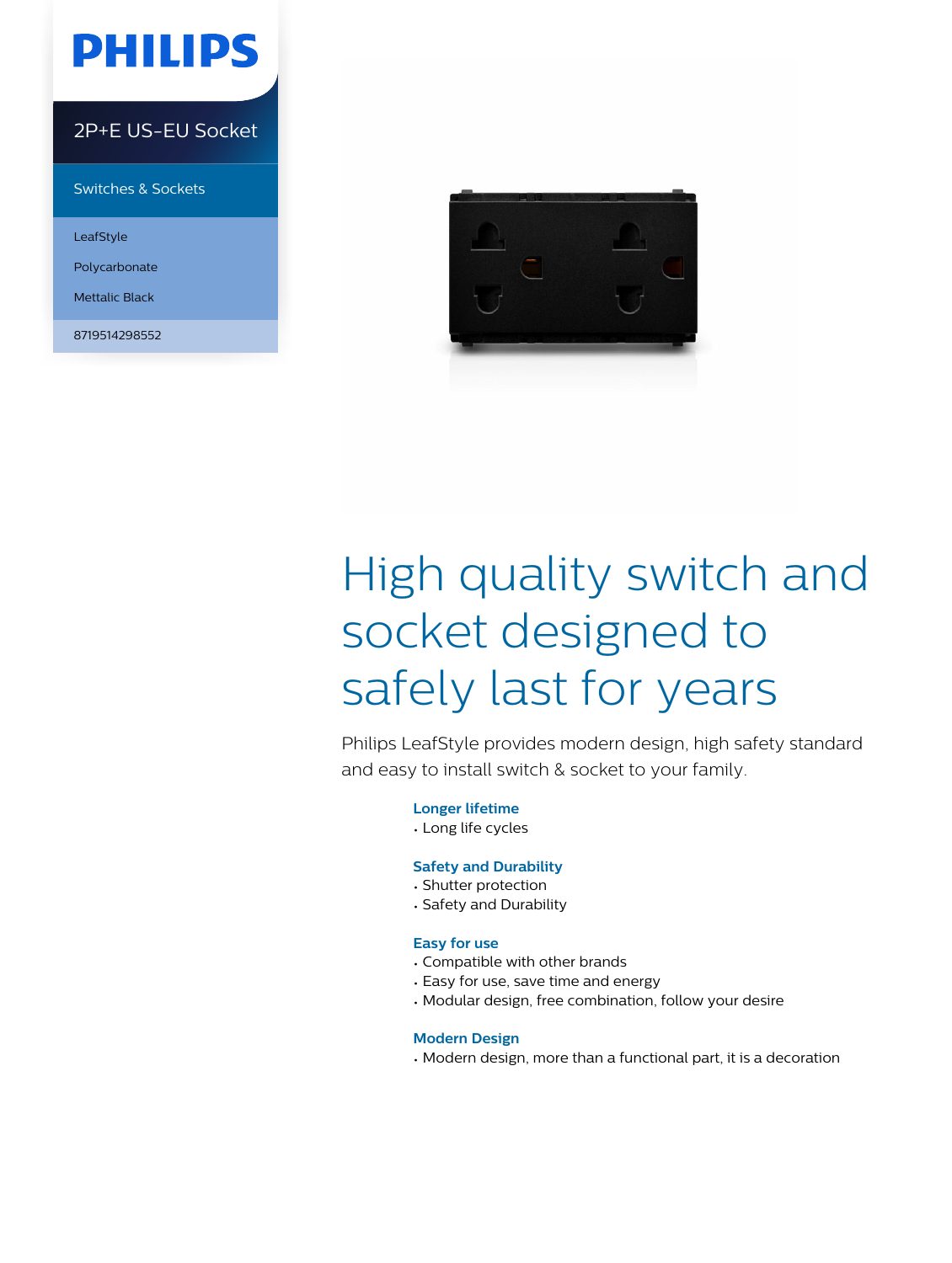PHILIPS

2P+E US-EU Socket

Switches & Sockets

LeafStyle

Polycarbonate

Mettalic Black

8719514298552

# High quality switch and socket designed to safely last for years

Philips LeafStyle provides modern design, high safety standard and easy to install switch & socket to your family.

### Longer lifetime

- Long life cycles

### Safety and Durability

- Shutter protection
- Safety and Durability

### Easy for use

- Compatible with other brands
- Easy for use, save time and energy
- Modular design, free combination, follow your desire

### Modern Design

- Modern design, more than a functional part, it is a decoration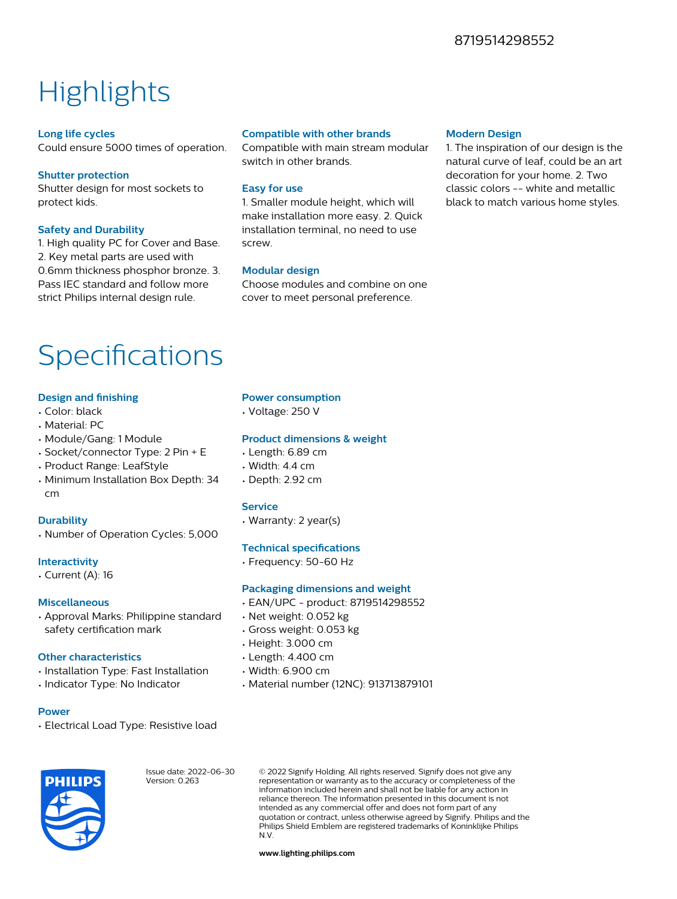8719514298552

# Highlights

### Long life cycles

Could ensure 5000 times of operation.

### Shutter protection

Shutter design for most sockets to protect kids.

### Safety and Durability

1. High quality PC for Cover and Base. 2. Key metal parts are used with 0.6mm thickness phosphor bronze. 3. Pass IEC standard and follow more strict Philips internal design rule.

### Compatible with other brands

Compatible with main stream modular switch in other brands.

### Easy for use

1. Smaller module height, which will make installation more easy. 2. Quick installation terminal, no need to use screw.

### Modular design

Choose modules and combine on one cover to meet personal preference.

### Modern Design

1. The inspiration of our design is the natural curve of leaf, could be an art decoration for your home. 2. Two classic colors -- white and metallic black to match various home styles.

# Specifications

### Design and finishing

- Color: black
- Material: PC
- Module/Gang: 1 Module
- Socket/connector Type: 2 Pin + E
- Product Range: LeafStyle
- Minimum Installation Box Depth: 34 cm

### Durability

- Number of Operation Cycles: 5,000

### Interactivity

- Current (A): 16

### Miscellaneous

- Approval Marks: Philippine standard safety certification mark

### Other characteristics

- Installation Type: Fast Installation
- Indicator Type: No Indicator

### Power

- Electrical Load Type: Resistive load

### Power consumption

- Voltage: 250 V

### Product dimensions & weight

- Length: 6.89 cm
- Width: 4.4 cm
- Depth: 2.92 cm

### Service

- Warranty: 2 year(s)

### Technical specifications

- Frequency: 50-60 Hz

### Packaging dimensions and weight

- EAN/UPC - product: 8719514298552
- Net weight: 0.052 kg
- Gross weight: 0.053 kg
- Height: 3.000 cm
- Length: 4.400 cm
- Width: 6.900 cm
- Material number (12NC): 913713879101

Issue date: 2022-06-30
Version: 0.263

© 2022 Signify Holding. All rights reserved. Signify does not give any representation or warranty as to the accuracy or completeness of the information included herein and shall not be liable for any action in reliance thereon. The information presented in this document is not intended as any commercial offer and does not form part of any quotation or contract, unless otherwise agreed by Signify. Philips and the Philips Shield Emblem are registered trademarks of Koninklijke Philips N.V.

**www.lighting.philips.com**